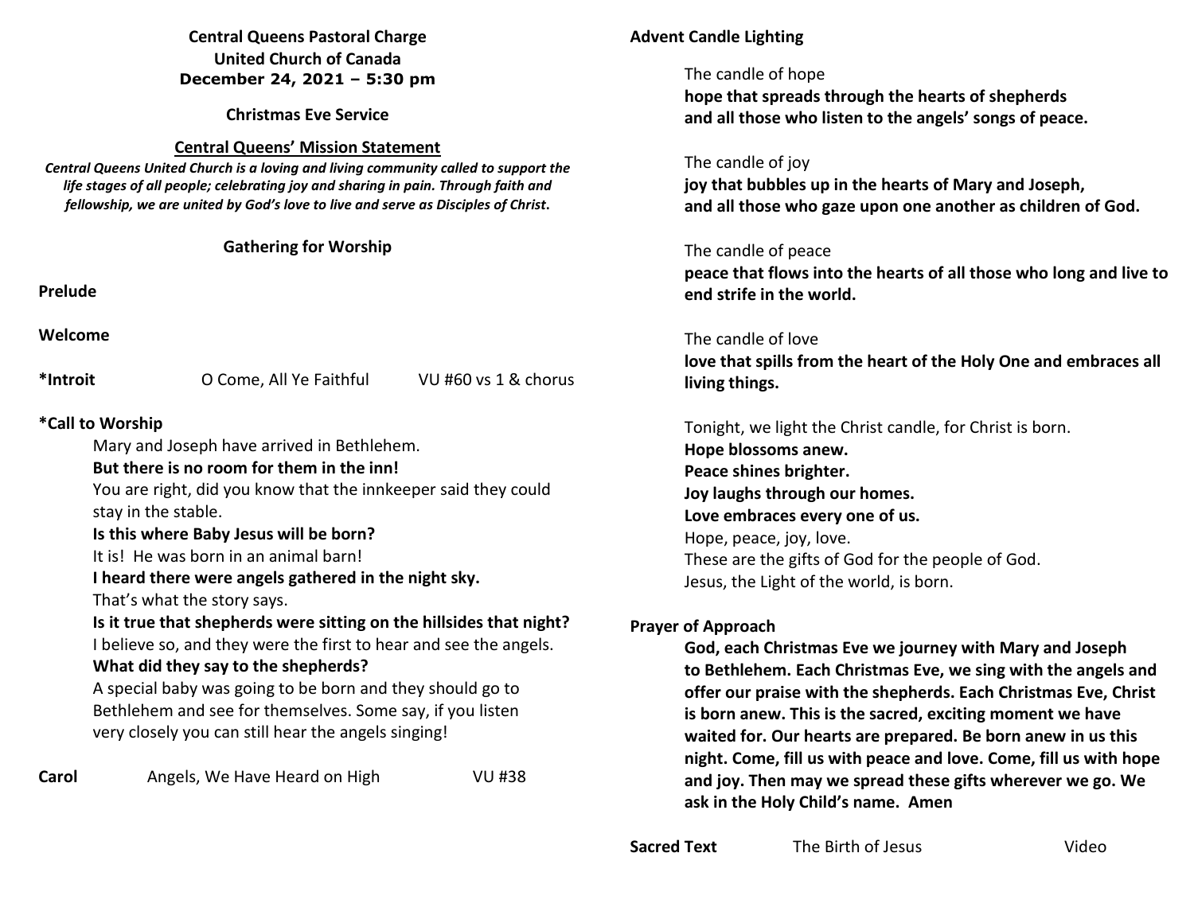**Central Queens Pastoral Charge**
**United Church of Canada**
**December 24, 2021 – 5:30 pm**

**Christmas Eve Service**

**Central Queens' Mission Statement**

***Central Queens United Church is a loving and living community called to support the life stages of all people; celebrating joy and sharing in pain. Through faith and fellowship, we are united by God's love to live and serve as Disciples of Christ.***

## Gathering for Worship

**Prelude**

**Welcome**

**\*Introit** O Come, All Ye Faithful VU #60 vs 1 & chorus

**\*Call to Worship**

Mary and Joseph have arrived in Bethlehem.
**But there is no room for them in the inn!**
You are right, did you know that the innkeeper said they could stay in the stable.
**Is this where Baby Jesus will be born?**
It is! He was born in an animal barn!
**I heard there were angels gathered in the night sky.**
That's what the story says.
**Is it true that shepherds were sitting on the hillsides that night?**
I believe so, and they were the first to hear and see the angels.
**What did they say to the shepherds?**
A special baby was going to be born and they should go to Bethlehem and see for themselves. Some say, if you listen very closely you can still hear the angels singing!

**Carol** Angels, We Have Heard on High VU #38

**Advent Candle Lighting**

The candle of hope
**hope that spreads through the hearts of shepherds and all those who listen to the angels' songs of peace.**

The candle of joy
**joy that bubbles up in the hearts of Mary and Joseph, and all those who gaze upon one another as children of God.**

The candle of peace
**peace that flows into the hearts of all those who long and live to end strife in the world.**

The candle of love
**love that spills from the heart of the Holy One and embraces all living things.**

Tonight, we light the Christ candle, for Christ is born.
**Hope blossoms anew.**
**Peace shines brighter.**
**Joy laughs through our homes.**
**Love embraces every one of us.**
Hope, peace, joy, love.
These are the gifts of God for the people of God.
Jesus, the Light of the world, is born.

**Prayer of Approach**

**God, each Christmas Eve we journey with Mary and Joseph to Bethlehem. Each Christmas Eve, we sing with the angels and offer our praise with the shepherds. Each Christmas Eve, Christ is born anew. This is the sacred, exciting moment we have waited for. Our hearts are prepared. Be born anew in us this night. Come, fill us with peace and love. Come, fill us with hope and joy. Then may we spread these gifts wherever we go. We ask in the Holy Child's name. Amen**

**Sacred Text** The Birth of Jesus Video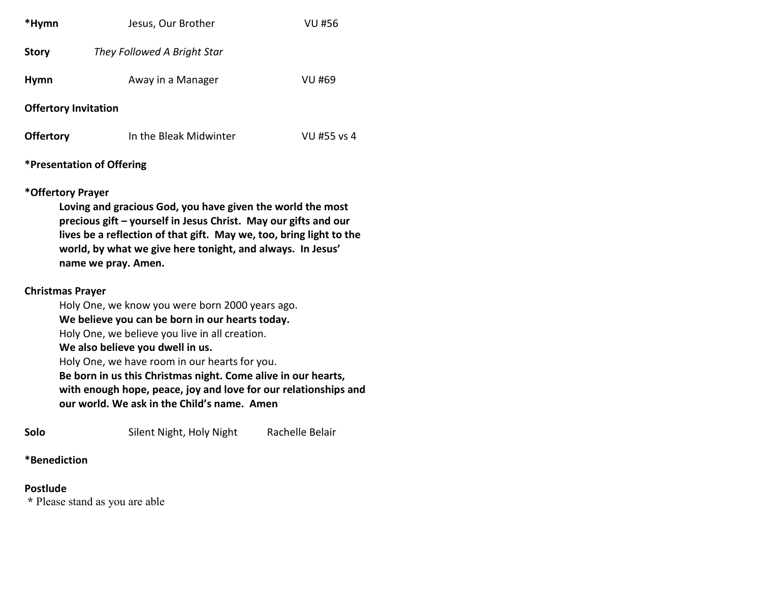**\*Hymn** Jesus, Our Brother VU #56

**Story** *They Followed A Bright Star*

**Hymn** Away in a Manager VU #69

**Offertory Invitation**

**Offertory** In the Bleak Midwinter VU #55 vs 4

**\*Presentation of Offering**

**\*Offertory Prayer**

> **Loving and gracious God, you have given the world the most precious gift – yourself in Jesus Christ. May our gifts and our lives be a reflection of that gift. May we, too, bring light to the world, by what we give here tonight, and always. In Jesus' name we pray. Amen.**

**Christmas Prayer**

> Holy One, we know you were born 2000 years ago.
> **We believe you can be born in our hearts today.**
> Holy One, we believe you live in all creation.
> **We also believe you dwell in us.**
> Holy One, we have room in our hearts for you.
> **Be born in us this Christmas night. Come alive in our hearts, with enough hope, peace, joy and love for our relationships and our world. We ask in the Child's name. Amen**

**Solo** Silent Night, Holy Night Rachelle Belair

**\*Benediction**

**Postlude**

\* Please stand as you are able